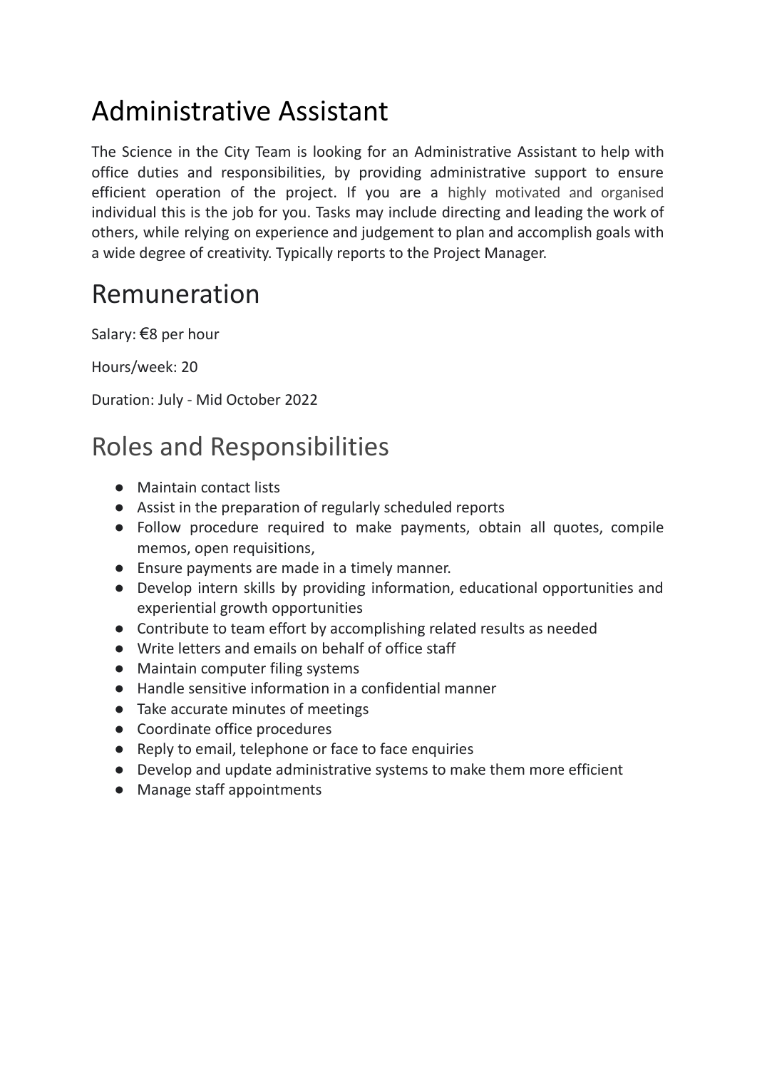# Administrative Assistant

The Science in the City Team is looking for an Administrative Assistant to help with office duties and responsibilities, by providing administrative support to ensure efficient operation of the project. If you are a highly motivated and organised individual this is the job for you. Tasks may include directing and leading the work of others, while relying on experience and judgement to plan and accomplish goals with a wide degree of creativity. Typically reports to the Project Manager.

# Remuneration

Salary: €8 per hour

Hours/week: 20

Duration: July - Mid October 2022

# Roles and Responsibilities

- Maintain contact lists
- Assist in the preparation of regularly scheduled reports
- Follow procedure required to make payments, obtain all quotes, compile memos, open requisitions,
- Ensure payments are made in a timely manner.
- Develop intern skills by providing information, educational opportunities and experiential growth opportunities
- Contribute to team effort by accomplishing related results as needed
- Write letters and emails on behalf of office staff
- Maintain computer filing systems
- Handle sensitive information in a confidential manner
- Take accurate minutes of meetings
- Coordinate office procedures
- Reply to email, telephone or face to face enquiries
- Develop and update administrative systems to make them more efficient
- Manage staff appointments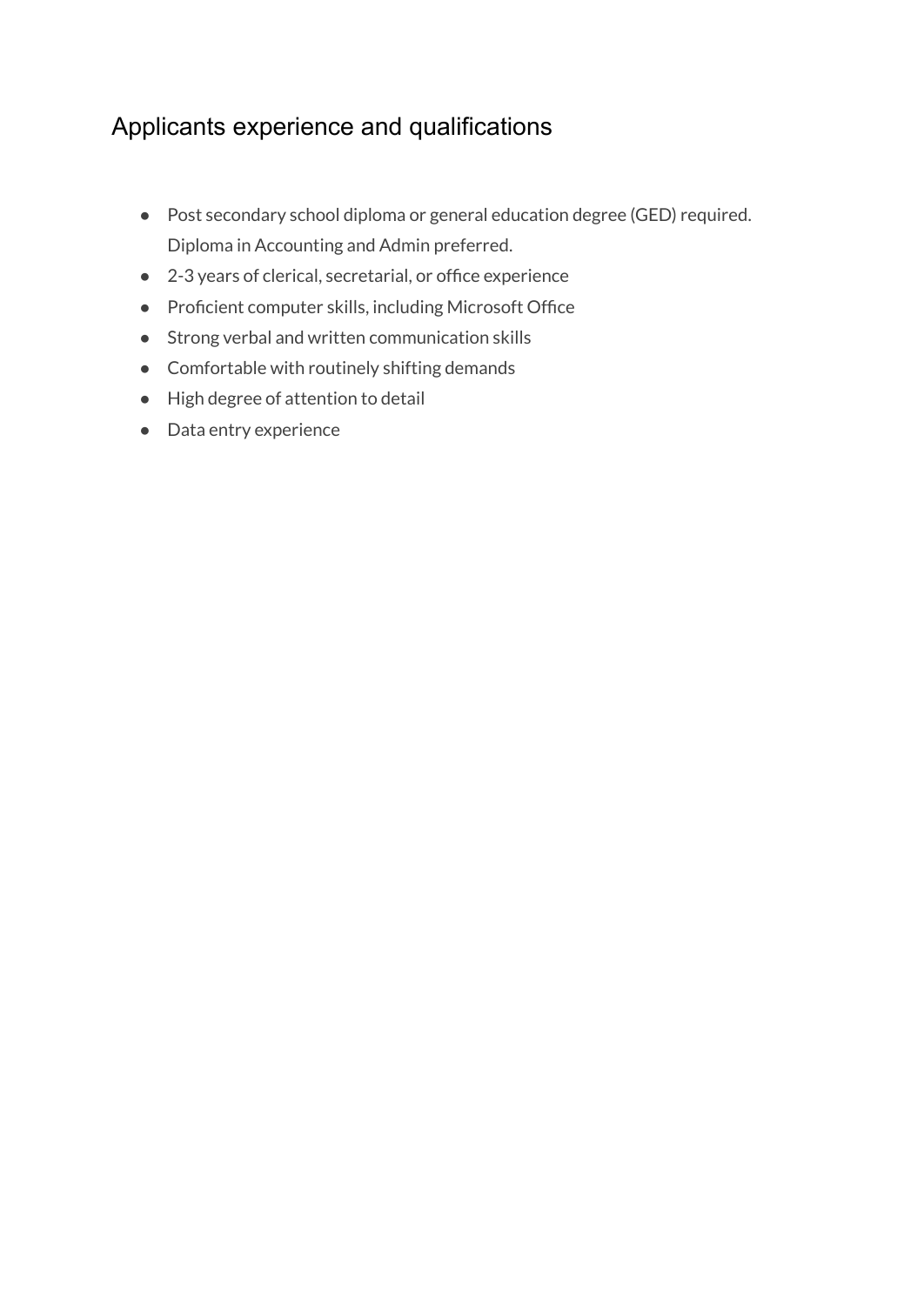## Applicants experience and qualifications

- Post secondary school diploma or general education degree (GED) required. Diploma in Accounting and Admin preferred.
- 2-3 years of clerical, secretarial, or office experience
- Proficient computer skills, including Microsoft Office
- Strong verbal and written communication skills
- Comfortable with routinely shifting demands
- High degree of attention to detail
- Data entry experience